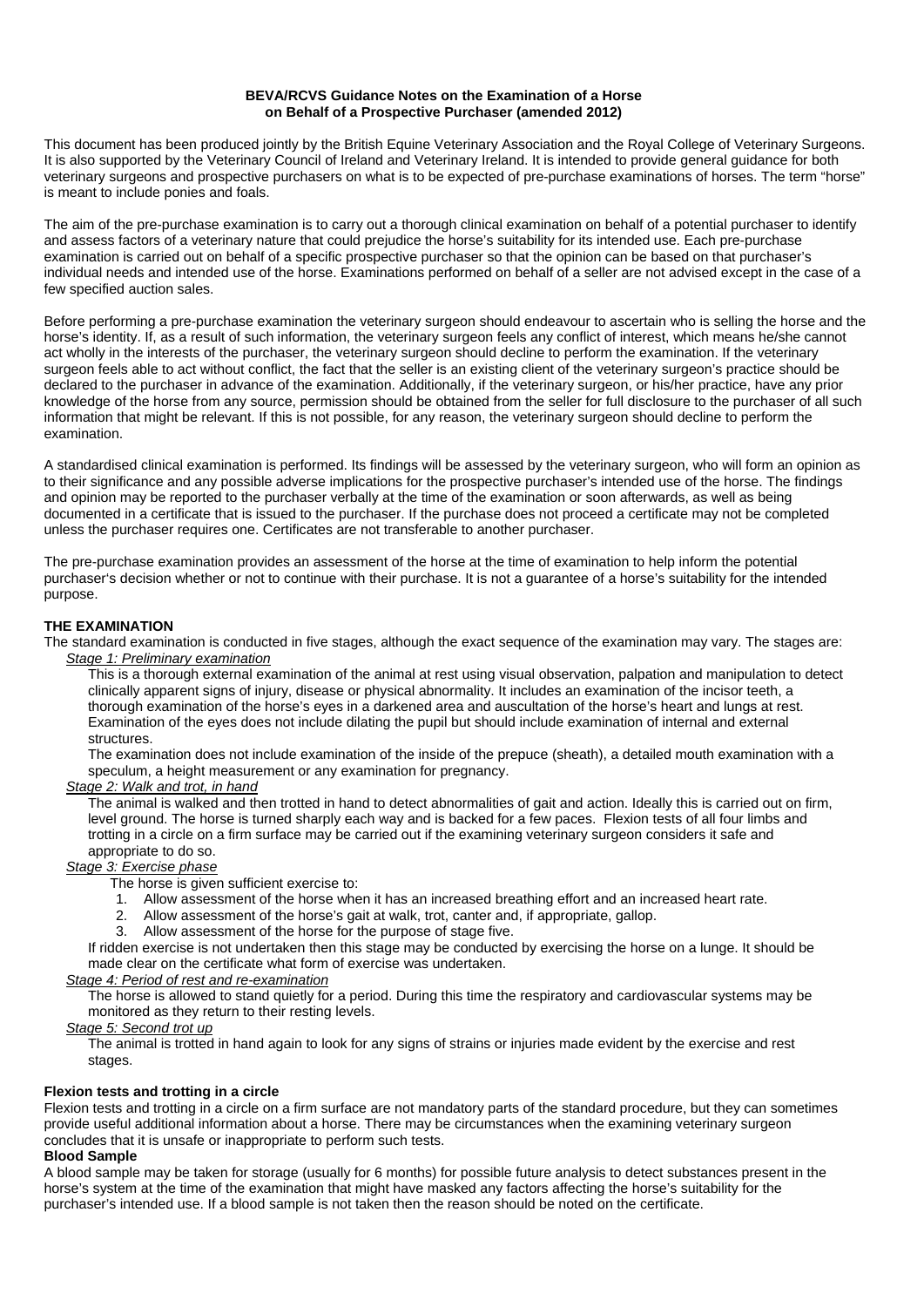**BEVA/RCVS Guidance Notes on the Examination of a Horse on Behalf of a Prospective Purchaser (amended 2012)**

This document has been produced jointly by the British Equine Veterinary Association and the Royal College of Veterinary Surgeons. It is also supported by the Veterinary Council of Ireland and Veterinary Ireland. It is intended to provide general guidance for both veterinary surgeons and prospective purchasers on what is to be expected of pre-purchase examinations of horses. The term "horse" is meant to include ponies and foals.

The aim of the pre-purchase examination is to carry out a thorough clinical examination on behalf of a potential purchaser to identify and assess factors of a veterinary nature that could prejudice the horse's suitability for its intended use. Each pre-purchase examination is carried out on behalf of a specific prospective purchaser so that the opinion can be based on that purchaser's individual needs and intended use of the horse. Examinations performed on behalf of a seller are not advised except in the case of a few specified auction sales.

Before performing a pre-purchase examination the veterinary surgeon should endeavour to ascertain who is selling the horse and the horse's identity. If, as a result of such information, the veterinary surgeon feels any conflict of interest, which means he/she cannot act wholly in the interests of the purchaser, the veterinary surgeon should decline to perform the examination. If the veterinary surgeon feels able to act without conflict, the fact that the seller is an existing client of the veterinary surgeon's practice should be declared to the purchaser in advance of the examination. Additionally, if the veterinary surgeon, or his/her practice, have any prior knowledge of the horse from any source, permission should be obtained from the seller for full disclosure to the purchaser of all such information that might be relevant. If this is not possible, for any reason, the veterinary surgeon should decline to perform the examination.

A standardised clinical examination is performed. Its findings will be assessed by the veterinary surgeon, who will form an opinion as to their significance and any possible adverse implications for the prospective purchaser's intended use of the horse. The findings and opinion may be reported to the purchaser verbally at the time of the examination or soon afterwards, as well as being documented in a certificate that is issued to the purchaser. If the purchase does not proceed a certificate may not be completed unless the purchaser requires one. Certificates are not transferable to another purchaser.

The pre-purchase examination provides an assessment of the horse at the time of examination to help inform the potential purchaser's decision whether or not to continue with their purchase. It is not a guarantee of a horse's suitability for the intended purpose.

**THE EXAMINATION**

The standard examination is conducted in five stages, although the exact sequence of the examination may vary. The stages are:

*Stage 1: Preliminary examination*

This is a thorough external examination of the animal at rest using visual observation, palpation and manipulation to detect clinically apparent signs of injury, disease or physical abnormality. It includes an examination of the incisor teeth, a thorough examination of the horse's eyes in a darkened area and auscultation of the horse's heart and lungs at rest. Examination of the eyes does not include dilating the pupil but should include examination of internal and external structures.

The examination does not include examination of the inside of the prepuce (sheath), a detailed mouth examination with a speculum, a height measurement or any examination for pregnancy.

*Stage 2: Walk and trot, in hand*

The animal is walked and then trotted in hand to detect abnormalities of gait and action. Ideally this is carried out on firm, level ground. The horse is turned sharply each way and is backed for a few paces. Flexion tests of all four limbs and trotting in a circle on a firm surface may be carried out if the examining veterinary surgeon considers it safe and appropriate to do so.

*Stage 3: Exercise phase*

The horse is given sufficient exercise to:

1. Allow assessment of the horse when it has an increased breathing effort and an increased heart rate.
2. Allow assessment of the horse's gait at walk, trot, canter and, if appropriate, gallop.
3. Allow assessment of the horse for the purpose of stage five.

If ridden exercise is not undertaken then this stage may be conducted by exercising the horse on a lunge. It should be made clear on the certificate what form of exercise was undertaken.

*Stage 4: Period of rest and re-examination*

The horse is allowed to stand quietly for a period. During this time the respiratory and cardiovascular systems may be monitored as they return to their resting levels.

*Stage 5: Second trot up*

The animal is trotted in hand again to look for any signs of strains or injuries made evident by the exercise and rest stages.

**Flexion tests and trotting in a circle**

Flexion tests and trotting in a circle on a firm surface are not mandatory parts of the standard procedure, but they can sometimes provide useful additional information about a horse. There may be circumstances when the examining veterinary surgeon concludes that it is unsafe or inappropriate to perform such tests.

**Blood Sample**

A blood sample may be taken for storage (usually for 6 months) for possible future analysis to detect substances present in the horse's system at the time of the examination that might have masked any factors affecting the horse's suitability for the purchaser's intended use. If a blood sample is not taken then the reason should be noted on the certificate.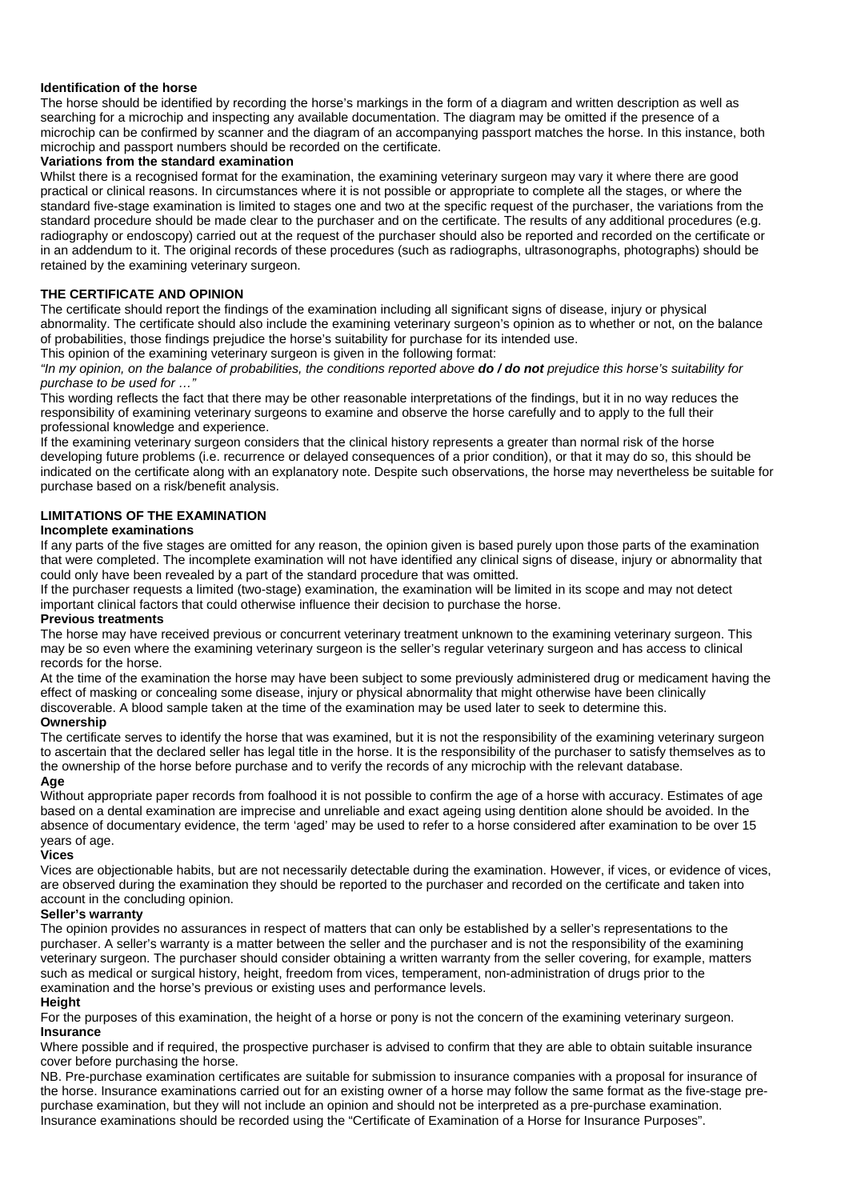**Identification of the horse**

The horse should be identified by recording the horse's markings in the form of a diagram and written description as well as searching for a microchip and inspecting any available documentation. The diagram may be omitted if the presence of a microchip can be confirmed by scanner and the diagram of an accompanying passport matches the horse. In this instance, both microchip and passport numbers should be recorded on the certificate.

**Variations from the standard examination**

Whilst there is a recognised format for the examination, the examining veterinary surgeon may vary it where there are good practical or clinical reasons. In circumstances where it is not possible or appropriate to complete all the stages, or where the standard five-stage examination is limited to stages one and two at the specific request of the purchaser, the variations from the standard procedure should be made clear to the purchaser and on the certificate. The results of any additional procedures (e.g. radiography or endoscopy) carried out at the request of the purchaser should also be reported and recorded on the certificate or in an addendum to it. The original records of these procedures (such as radiographs, ultrasonographs, photographs) should be retained by the examining veterinary surgeon.

## THE CERTIFICATE AND OPINION

The certificate should report the findings of the examination including all significant signs of disease, injury or physical abnormality. The certificate should also include the examining veterinary surgeon's opinion as to whether or not, on the balance of probabilities, those findings prejudice the horse's suitability for purchase for its intended use.

This opinion of the examining veterinary surgeon is given in the following format:

*"In my opinion, on the balance of probabilities, the conditions reported above* ***do / do not*** *prejudice this horse's suitability for purchase to be used for …"*

This wording reflects the fact that there may be other reasonable interpretations of the findings, but it in no way reduces the responsibility of examining veterinary surgeons to examine and observe the horse carefully and to apply to the full their professional knowledge and experience.

If the examining veterinary surgeon considers that the clinical history represents a greater than normal risk of the horse developing future problems (i.e. recurrence or delayed consequences of a prior condition), or that it may do so, this should be indicated on the certificate along with an explanatory note. Despite such observations, the horse may nevertheless be suitable for purchase based on a risk/benefit analysis.

## LIMITATIONS OF THE EXAMINATION

**Incomplete examinations**

If any parts of the five stages are omitted for any reason, the opinion given is based purely upon those parts of the examination that were completed. The incomplete examination will not have identified any clinical signs of disease, injury or abnormality that could only have been revealed by a part of the standard procedure that was omitted.

If the purchaser requests a limited (two-stage) examination, the examination will be limited in its scope and may not detect important clinical factors that could otherwise influence their decision to purchase the horse.

**Previous treatments**

The horse may have received previous or concurrent veterinary treatment unknown to the examining veterinary surgeon. This may be so even where the examining veterinary surgeon is the seller's regular veterinary surgeon and has access to clinical records for the horse.

At the time of the examination the horse may have been subject to some previously administered drug or medicament having the effect of masking or concealing some disease, injury or physical abnormality that might otherwise have been clinically discoverable. A blood sample taken at the time of the examination may be used later to seek to determine this.

**Ownership**

The certificate serves to identify the horse that was examined, but it is not the responsibility of the examining veterinary surgeon to ascertain that the declared seller has legal title in the horse. It is the responsibility of the purchaser to satisfy themselves as to the ownership of the horse before purchase and to verify the records of any microchip with the relevant database.

**Age**

Without appropriate paper records from foalhood it is not possible to confirm the age of a horse with accuracy. Estimates of age based on a dental examination are imprecise and unreliable and exact ageing using dentition alone should be avoided. In the absence of documentary evidence, the term 'aged' may be used to refer to a horse considered after examination to be over 15 years of age.

**Vices**

Vices are objectionable habits, but are not necessarily detectable during the examination. However, if vices, or evidence of vices, are observed during the examination they should be reported to the purchaser and recorded on the certificate and taken into account in the concluding opinion.

**Seller's warranty**

The opinion provides no assurances in respect of matters that can only be established by a seller's representations to the purchaser. A seller's warranty is a matter between the seller and the purchaser and is not the responsibility of the examining veterinary surgeon. The purchaser should consider obtaining a written warranty from the seller covering, for example, matters such as medical or surgical history, height, freedom from vices, temperament, non-administration of drugs prior to the examination and the horse's previous or existing uses and performance levels.

**Height**

For the purposes of this examination, the height of a horse or pony is not the concern of the examining veterinary surgeon.

**Insurance**

Where possible and if required, the prospective purchaser is advised to confirm that they are able to obtain suitable insurance cover before purchasing the horse.

NB. Pre-purchase examination certificates are suitable for submission to insurance companies with a proposal for insurance of the horse. Insurance examinations carried out for an existing owner of a horse may follow the same format as the five-stage pre-purchase examination, but they will not include an opinion and should not be interpreted as a pre-purchase examination. Insurance examinations should be recorded using the "Certificate of Examination of a Horse for Insurance Purposes".